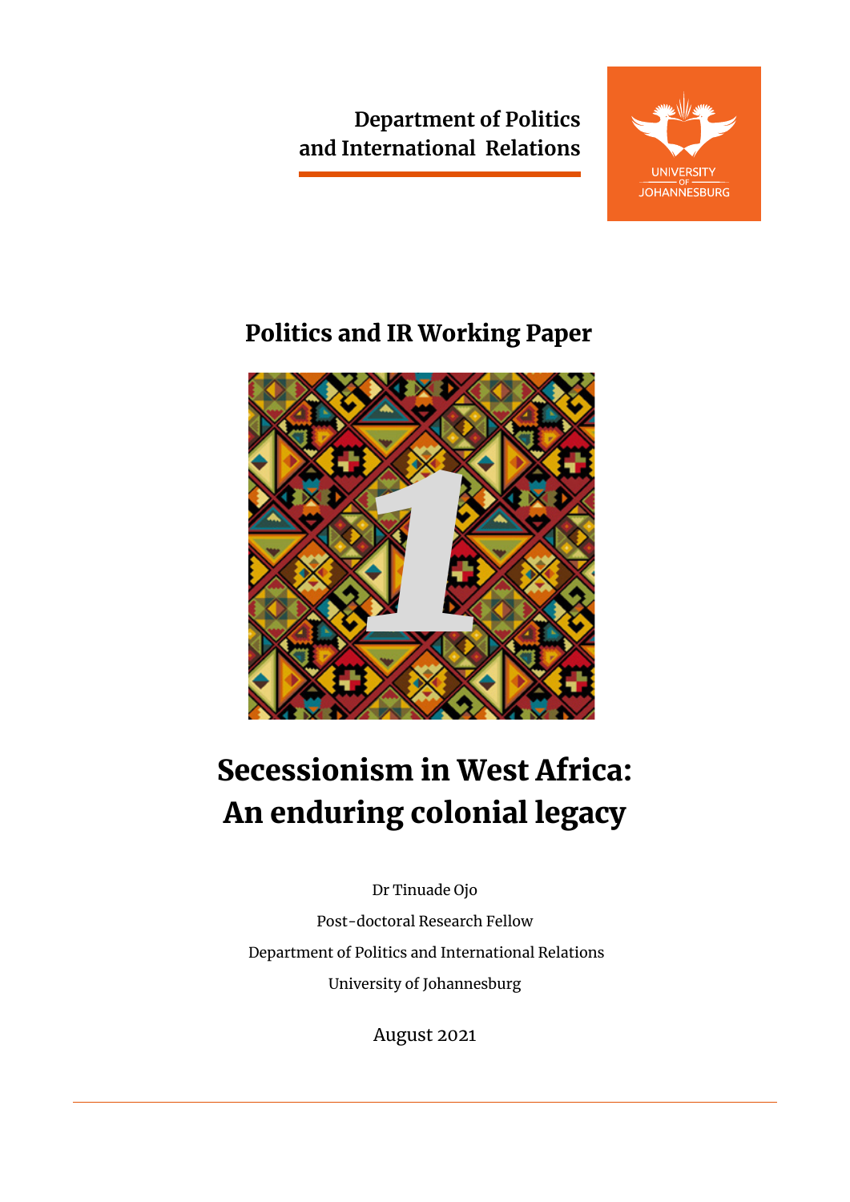Department of Politics and International Relations

UNIVERSITY OF JOHANNESBURG

## Politics and IR Working Paper

1

# Secessionism in West Africa: An enduring colonial legacy

Dr Tinuade Ojo

Post-doctoral Research Fellow

Department of Politics and International Relations

University of Johannesburg

August 2021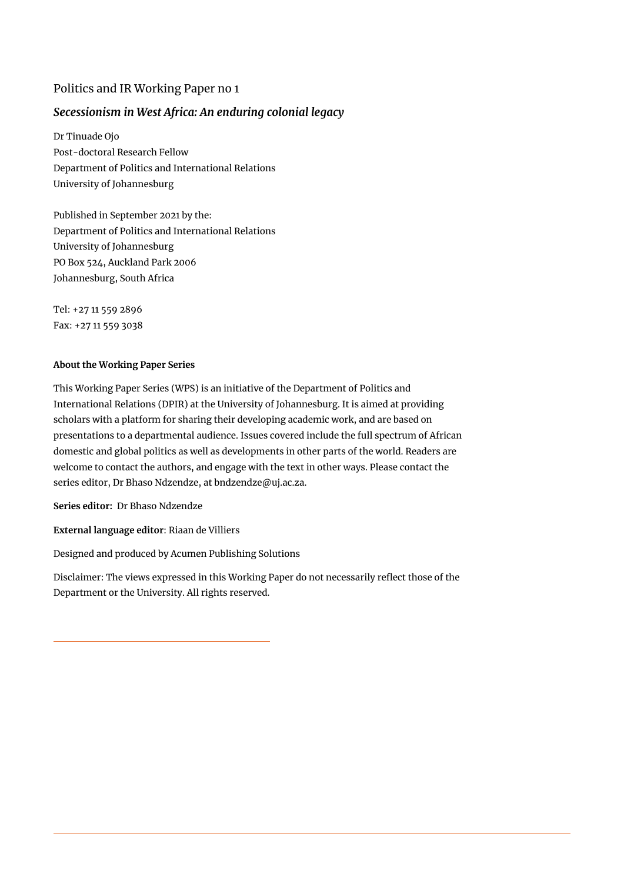Politics and IR Working Paper no 1

## *Secessionism in West Africa: An enduring colonial legacy*

Dr Tinuade Ojo
Post-doctoral Research Fellow
Department of Politics and International Relations
University of Johannesburg

Published in September 2021 by the:
Department of Politics and International Relations
University of Johannesburg
PO Box 524, Auckland Park 2006
Johannesburg, South Africa

Tel: +27 11 559 2896
Fax: +27 11 559 3038

**About the Working Paper Series**

This Working Paper Series (WPS) is an initiative of the Department of Politics and International Relations (DPIR) at the University of Johannesburg. It is aimed at providing scholars with a platform for sharing their developing academic work, and are based on presentations to a departmental audience. Issues covered include the full spectrum of African domestic and global politics as well as developments in other parts of the world. Readers are welcome to contact the authors, and engage with the text in other ways. Please contact the series editor, Dr Bhaso Ndzendze, at bndzendze@uj.ac.za.

**Series editor:** Dr Bhaso Ndzendze

**External language editor**: Riaan de Villiers

Designed and produced by Acumen Publishing Solutions

Disclaimer: The views expressed in this Working Paper do not necessarily reflect those of the Department or the University. All rights reserved.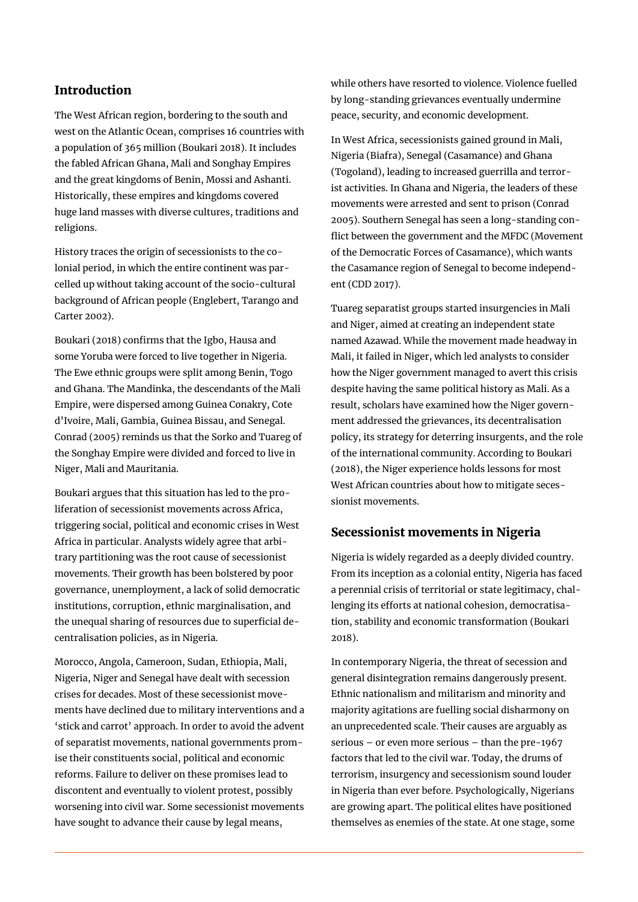## Introduction

The West African region, bordering to the south and west on the Atlantic Ocean, comprises 16 countries with a population of 365 million (Boukari 2018). It includes the fabled African Ghana, Mali and Songhay Empires and the great kingdoms of Benin, Mossi and Ashanti. Historically, these empires and kingdoms covered huge land masses with diverse cultures, traditions and religions.

History traces the origin of secessionists to the colonial period, in which the entire continent was parcelled up without taking account of the socio-cultural background of African people (Englebert, Tarango and Carter 2002).

Boukari (2018) confirms that the Igbo, Hausa and some Yoruba were forced to live together in Nigeria. The Ewe ethnic groups were split among Benin, Togo and Ghana. The Mandinka, the descendants of the Mali Empire, were dispersed among Guinea Conakry, Cote d'Ivoire, Mali, Gambia, Guinea Bissau, and Senegal. Conrad (2005) reminds us that the Sorko and Tuareg of the Songhay Empire were divided and forced to live in Niger, Mali and Mauritania.

Boukari argues that this situation has led to the proliferation of secessionist movements across Africa, triggering social, political and economic crises in West Africa in particular. Analysts widely agree that arbitrary partitioning was the root cause of secessionist movements. Their growth has been bolstered by poor governance, unemployment, a lack of solid democratic institutions, corruption, ethnic marginalisation, and the unequal sharing of resources due to superficial decentralisation policies, as in Nigeria.

Morocco, Angola, Cameroon, Sudan, Ethiopia, Mali, Nigeria, Niger and Senegal have dealt with secession crises for decades. Most of these secessionist movements have declined due to military interventions and a 'stick and carrot' approach. In order to avoid the advent of separatist movements, national governments promise their constituents social, political and economic reforms. Failure to deliver on these promises lead to discontent and eventually to violent protest, possibly worsening into civil war. Some secessionist movements have sought to advance their cause by legal means, while others have resorted to violence. Violence fuelled by long-standing grievances eventually undermine peace, security, and economic development.

In West Africa, secessionists gained ground in Mali, Nigeria (Biafra), Senegal (Casamance) and Ghana (Togoland), leading to increased guerrilla and terrorist activities. In Ghana and Nigeria, the leaders of these movements were arrested and sent to prison (Conrad 2005). Southern Senegal has seen a long-standing conflict between the government and the MFDC (Movement of the Democratic Forces of Casamance), which wants the Casamance region of Senegal to become independent (CDD 2017).

Tuareg separatist groups started insurgencies in Mali and Niger, aimed at creating an independent state named Azawad. While the movement made headway in Mali, it failed in Niger, which led analysts to consider how the Niger government managed to avert this crisis despite having the same political history as Mali. As a result, scholars have examined how the Niger government addressed the grievances, its decentralisation policy, its strategy for deterring insurgents, and the role of the international community. According to Boukari (2018), the Niger experience holds lessons for most West African countries about how to mitigate secessionist movements.

## Secessionist movements in Nigeria

Nigeria is widely regarded as a deeply divided country. From its inception as a colonial entity, Nigeria has faced a perennial crisis of territorial or state legitimacy, challenging its efforts at national cohesion, democratisation, stability and economic transformation (Boukari 2018).

In contemporary Nigeria, the threat of secession and general disintegration remains dangerously present. Ethnic nationalism and militarism and minority and majority agitations are fuelling social disharmony on an unprecedented scale. Their causes are arguably as serious – or even more serious – than the pre-1967 factors that led to the civil war. Today, the drums of terrorism, insurgency and secessionism sound louder in Nigeria than ever before. Psychologically, Nigerians are growing apart. The political elites have positioned themselves as enemies of the state. At one stage, some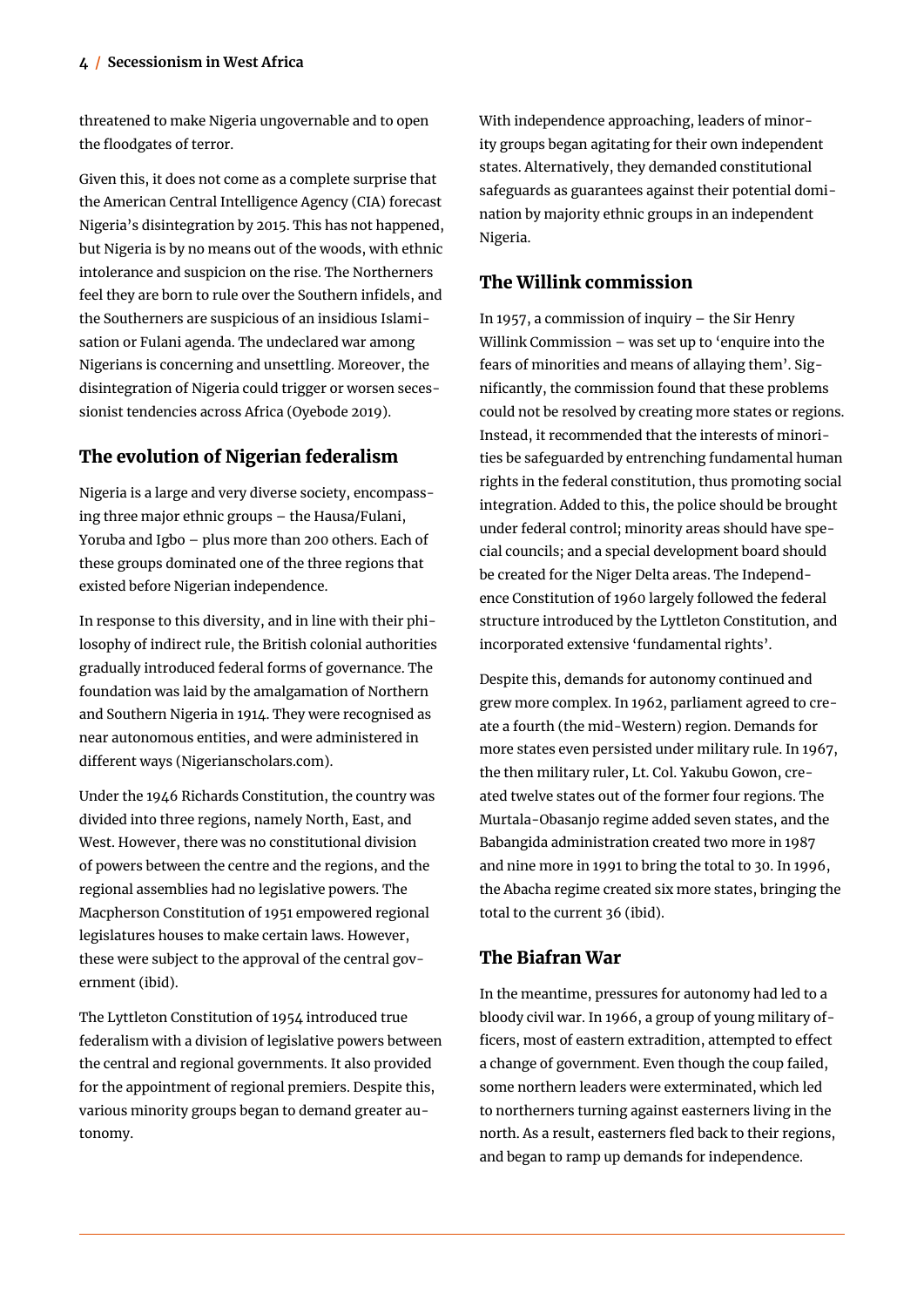threatened to make Nigeria ungovernable and to open the floodgates of terror.

Given this, it does not come as a complete surprise that the American Central Intelligence Agency (CIA) forecast Nigeria's disintegration by 2015. This has not happened, but Nigeria is by no means out of the woods, with ethnic intolerance and suspicion on the rise. The Northerners feel they are born to rule over the Southern infidels, and the Southerners are suspicious of an insidious Islamisation or Fulani agenda. The undeclared war among Nigerians is concerning and unsettling. Moreover, the disintegration of Nigeria could trigger or worsen secessionist tendencies across Africa (Oyebode 2019).

## The evolution of Nigerian federalism

Nigeria is a large and very diverse society, encompassing three major ethnic groups – the Hausa/Fulani, Yoruba and Igbo – plus more than 200 others. Each of these groups dominated one of the three regions that existed before Nigerian independence.

In response to this diversity, and in line with their philosophy of indirect rule, the British colonial authorities gradually introduced federal forms of governance. The foundation was laid by the amalgamation of Northern and Southern Nigeria in 1914. They were recognised as near autonomous entities, and were administered in different ways (Nigerianscholars.com).

Under the 1946 Richards Constitution, the country was divided into three regions, namely North, East, and West. However, there was no constitutional division of powers between the centre and the regions, and the regional assemblies had no legislative powers. The Macpherson Constitution of 1951 empowered regional legislatures houses to make certain laws. However, these were subject to the approval of the central government (ibid).

The Lyttleton Constitution of 1954 introduced true federalism with a division of legislative powers between the central and regional governments. It also provided for the appointment of regional premiers. Despite this, various minority groups began to demand greater autonomy.

With independence approaching, leaders of minority groups began agitating for their own independent states. Alternatively, they demanded constitutional safeguards as guarantees against their potential domination by majority ethnic groups in an independent Nigeria.

## The Willink commission

In 1957, a commission of inquiry – the Sir Henry Willink Commission – was set up to 'enquire into the fears of minorities and means of allaying them'. Significantly, the commission found that these problems could not be resolved by creating more states or regions. Instead, it recommended that the interests of minorities be safeguarded by entrenching fundamental human rights in the federal constitution, thus promoting social integration. Added to this, the police should be brought under federal control; minority areas should have special councils; and a special development board should be created for the Niger Delta areas. The Independence Constitution of 1960 largely followed the federal structure introduced by the Lyttleton Constitution, and incorporated extensive 'fundamental rights'.

Despite this, demands for autonomy continued and grew more complex. In 1962, parliament agreed to create a fourth (the mid-Western) region. Demands for more states even persisted under military rule. In 1967, the then military ruler, Lt. Col. Yakubu Gowon, created twelve states out of the former four regions. The Murtala-Obasanjo regime added seven states, and the Babangida administration created two more in 1987 and nine more in 1991 to bring the total to 30. In 1996, the Abacha regime created six more states, bringing the total to the current 36 (ibid).

## The Biafran War

In the meantime, pressures for autonomy had led to a bloody civil war. In 1966, a group of young military officers, most of eastern extradition, attempted to effect a change of government. Even though the coup failed, some northern leaders were exterminated, which led to northerners turning against easterners living in the north. As a result, easterners fled back to their regions, and began to ramp up demands for independence.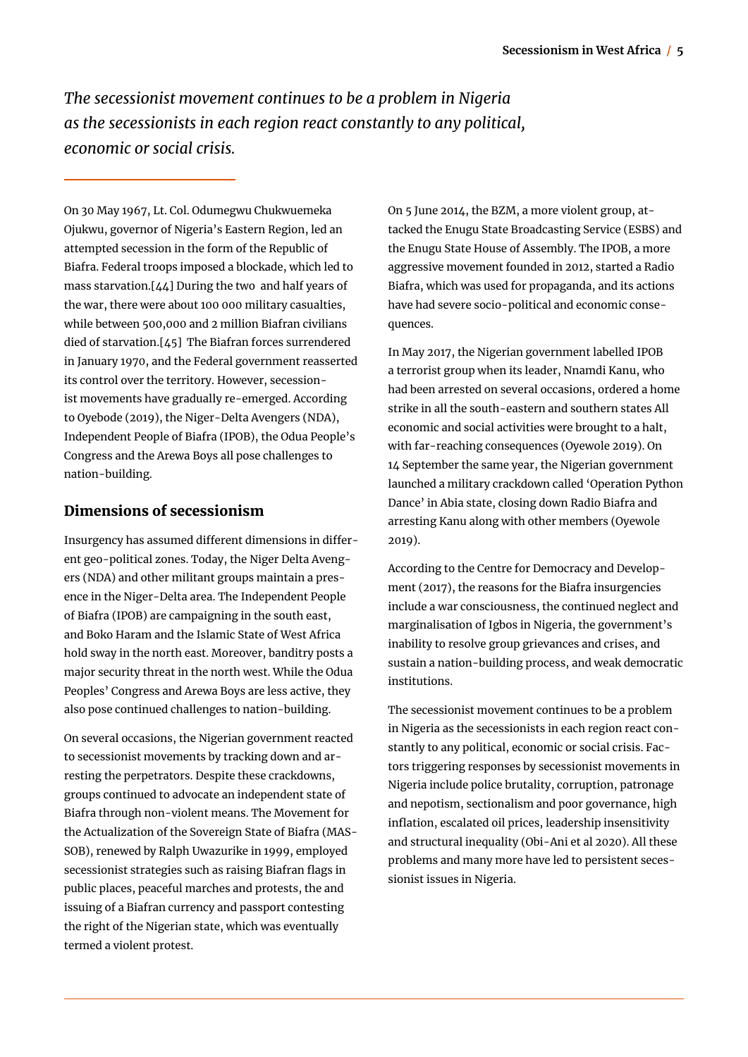*The secessionist movement continues to be a problem in Nigeria as the secessionists in each region react constantly to any political, economic or social crisis.*

On 30 May 1967, Lt. Col. Odumegwu Chukwuemeka Ojukwu, governor of Nigeria's Eastern Region, led an attempted secession in the form of the Republic of Biafra. Federal troops imposed a blockade, which led to mass starvation.[44] During the two and half years of the war, there were about 100 000 military casualties, while between 500,000 and 2 million Biafran civilians died of starvation.[45] The Biafran forces surrendered in January 1970, and the Federal government reasserted its control over the territory. However, secessionist movements have gradually re-emerged. According to Oyebode (2019), the Niger-Delta Avengers (NDA), Independent People of Biafra (IPOB), the Odua People's Congress and the Arewa Boys all pose challenges to nation-building.

## Dimensions of secessionism

Insurgency has assumed different dimensions in different geo-political zones. Today, the Niger Delta Avengers (NDA) and other militant groups maintain a presence in the Niger-Delta area. The Independent People of Biafra (IPOB) are campaigning in the south east, and Boko Haram and the Islamic State of West Africa hold sway in the north east. Moreover, banditry posts a major security threat in the north west. While the Odua Peoples' Congress and Arewa Boys are less active, they also pose continued challenges to nation-building.

On several occasions, the Nigerian government reacted to secessionist movements by tracking down and arresting the perpetrators. Despite these crackdowns, groups continued to advocate an independent state of Biafra through non-violent means. The Movement for the Actualization of the Sovereign State of Biafra (MASSOB), renewed by Ralph Uwazurike in 1999, employed secessionist strategies such as raising Biafran flags in public places, peaceful marches and protests, the and issuing of a Biafran currency and passport contesting the right of the Nigerian state, which was eventually termed a violent protest.

On 5 June 2014, the BZM, a more violent group, attacked the Enugu State Broadcasting Service (ESBS) and the Enugu State House of Assembly. The IPOB, a more aggressive movement founded in 2012, started a Radio Biafra, which was used for propaganda, and its actions have had severe socio-political and economic consequences.

In May 2017, the Nigerian government labelled IPOB a terrorist group when its leader, Nnamdi Kanu, who had been arrested on several occasions, ordered a home strike in all the south-eastern and southern states All economic and social activities were brought to a halt, with far-reaching consequences (Oyewole 2019). On 14 September the same year, the Nigerian government launched a military crackdown called 'Operation Python Dance' in Abia state, closing down Radio Biafra and arresting Kanu along with other members (Oyewole 2019).

According to the Centre for Democracy and Development (2017), the reasons for the Biafra insurgencies include a war consciousness, the continued neglect and marginalisation of Igbos in Nigeria, the government's inability to resolve group grievances and crises, and sustain a nation-building process, and weak democratic institutions.

The secessionist movement continues to be a problem in Nigeria as the secessionists in each region react constantly to any political, economic or social crisis. Factors triggering responses by secessionist movements in Nigeria include police brutality, corruption, patronage and nepotism, sectionalism and poor governance, high inflation, escalated oil prices, leadership insensitivity and structural inequality (Obi-Ani et al 2020). All these problems and many more have led to persistent secessionist issues in Nigeria.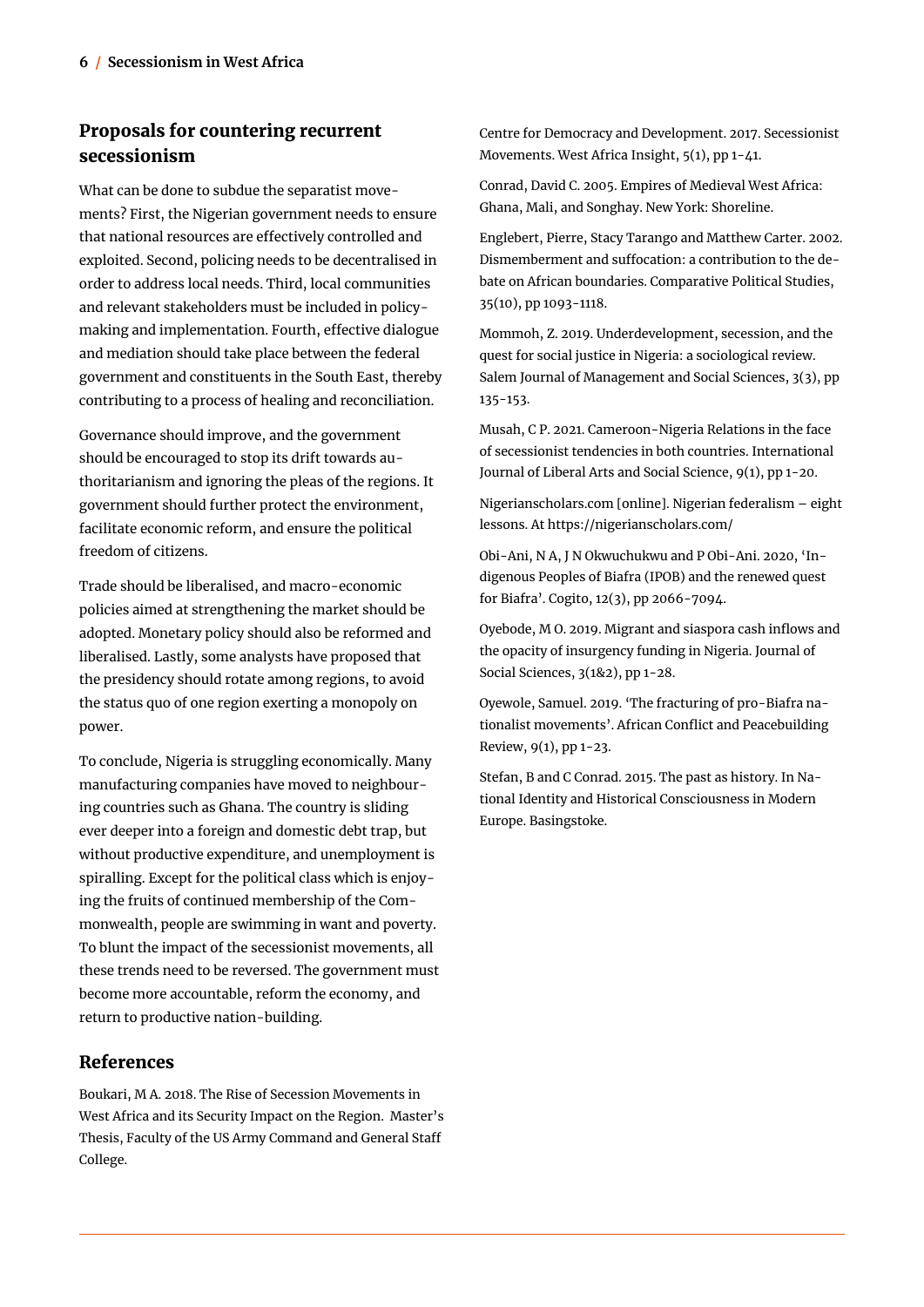## Proposals for countering recurrent secessionism

What can be done to subdue the separatist movements? First, the Nigerian government needs to ensure that national resources are effectively controlled and exploited. Second, policing needs to be decentralised in order to address local needs. Third, local communities and relevant stakeholders must be included in policy-making and implementation. Fourth, effective dialogue and mediation should take place between the federal government and constituents in the South East, thereby contributing to a process of healing and reconciliation.

Governance should improve, and the government should be encouraged to stop its drift towards authoritarianism and ignoring the pleas of the regions. It government should further protect the environment, facilitate economic reform, and ensure the political freedom of citizens.

Trade should be liberalised, and macro-economic policies aimed at strengthening the market should be adopted. Monetary policy should also be reformed and liberalised. Lastly, some analysts have proposed that the presidency should rotate among regions, to avoid the status quo of one region exerting a monopoly on power.

To conclude, Nigeria is struggling economically. Many manufacturing companies have moved to neighbouring countries such as Ghana. The country is sliding ever deeper into a foreign and domestic debt trap, but without productive expenditure, and unemployment is spiralling. Except for the political class which is enjoying the fruits of continued membership of the Commonwealth, people are swimming in want and poverty. To blunt the impact of the secessionist movements, all these trends need to be reversed. The government must become more accountable, reform the economy, and return to productive nation-building.

## References

Boukari, M A. 2018. The Rise of Secession Movements in West Africa and its Security Impact on the Region. Master's Thesis, Faculty of the US Army Command and General Staff College.

Centre for Democracy and Development. 2017. Secessionist Movements. West Africa Insight, 5(1), pp 1-41.

Conrad, David C. 2005. Empires of Medieval West Africa: Ghana, Mali, and Songhay. New York: Shoreline.

Englebert, Pierre, Stacy Tarango and Matthew Carter. 2002. Dismemberment and suffocation: a contribution to the debate on African boundaries. Comparative Political Studies, 35(10), pp 1093-1118.

Mommoh, Z. 2019. Underdevelopment, secession, and the quest for social justice in Nigeria: a sociological review. Salem Journal of Management and Social Sciences, 3(3), pp 135-153.

Musah, C P. 2021. Cameroon-Nigeria Relations in the face of secessionist tendencies in both countries. International Journal of Liberal Arts and Social Science, 9(1), pp 1-20.

Nigerianscholars.com [online]. Nigerian federalism – eight lessons. At https://nigerianscholars.com/

Obi-Ani, N A, J N Okwuchukwu and P Obi-Ani. 2020, 'Indigenous Peoples of Biafra (IPOB) and the renewed quest for Biafra'. Cogito, 12(3), pp 2066-7094.

Oyebode, M O. 2019. Migrant and siaspora cash inflows and the opacity of insurgency funding in Nigeria. Journal of Social Sciences, 3(1&2), pp 1-28.

Oyewole, Samuel. 2019. 'The fracturing of pro-Biafra nationalist movements'. African Conflict and Peacebuilding Review, 9(1), pp 1-23.

Stefan, B and C Conrad. 2015. The past as history. In National Identity and Historical Consciousness in Modern Europe. Basingstoke.